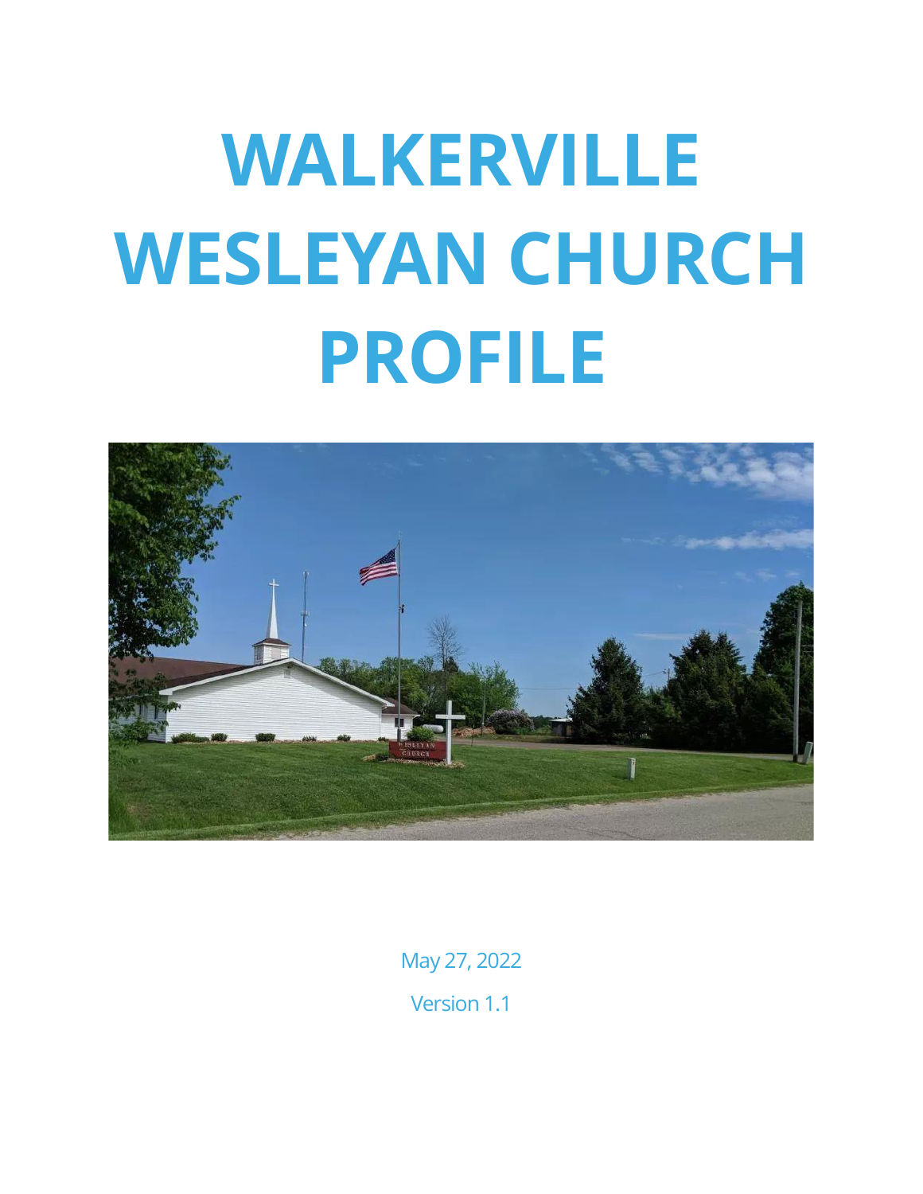# WALKERVILLE WESLEYAN CHURCH PROFILE

May 27, 2022

Version 1.1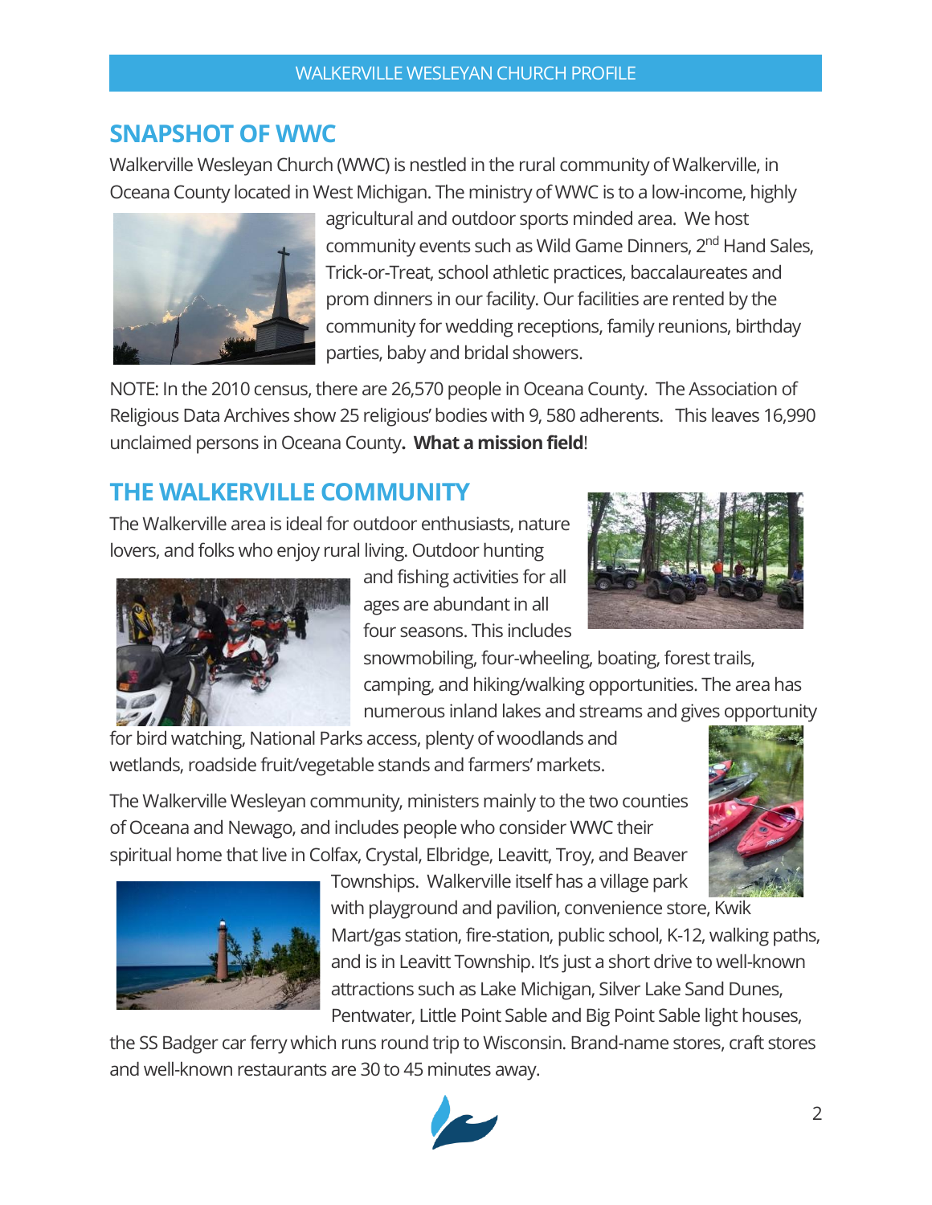## SNAPSHOT OF WWC

Walkerville Wesleyan Church (WWC) is nestled in the rural community of Walkerville, in Oceana County located in West Michigan. The ministry of WWC is to a low-income, highly agricultural and outdoor sports minded area. We host community events such as Wild Game Dinners, 2nd Hand Sales, Trick-or-Treat, school athletic practices, baccalaureates and prom dinners in our facility. Our facilities are rented by the community for wedding receptions, family reunions, birthday parties, baby and bridal showers.

NOTE: In the 2010 census, there are 26,570 people in Oceana County. The Association of Religious Data Archives show 25 religious' bodies with 9, 580 adherents. This leaves 16,990 unclaimed persons in Oceana County**. What a mission field**!

## THE WALKERVILLE COMMUNITY

The Walkerville area is ideal for outdoor enthusiasts, nature lovers, and folks who enjoy rural living. Outdoor hunting and fishing activities for all ages are abundant in all four seasons. This includes snowmobiling, four-wheeling, boating, forest trails, camping, and hiking/walking opportunities. The area has numerous inland lakes and streams and gives opportunity for bird watching, National Parks access, plenty of woodlands and wetlands, roadside fruit/vegetable stands and farmers' markets.

The Walkerville Wesleyan community, ministers mainly to the two counties of Oceana and Newago, and includes people who consider WWC their spiritual home that live in Colfax, Crystal, Elbridge, Leavitt, Troy, and Beaver Townships. Walkerville itself has a village park with playground and pavilion, convenience store, Kwik Mart/gas station, fire-station, public school, K-12, walking paths, and is in Leavitt Township. It's just a short drive to well-known attractions such as Lake Michigan, Silver Lake Sand Dunes, Pentwater, Little Point Sable and Big Point Sable light houses, the SS Badger car ferry which runs round trip to Wisconsin. Brand-name stores, craft stores and well-known restaurants are 30 to 45 minutes away.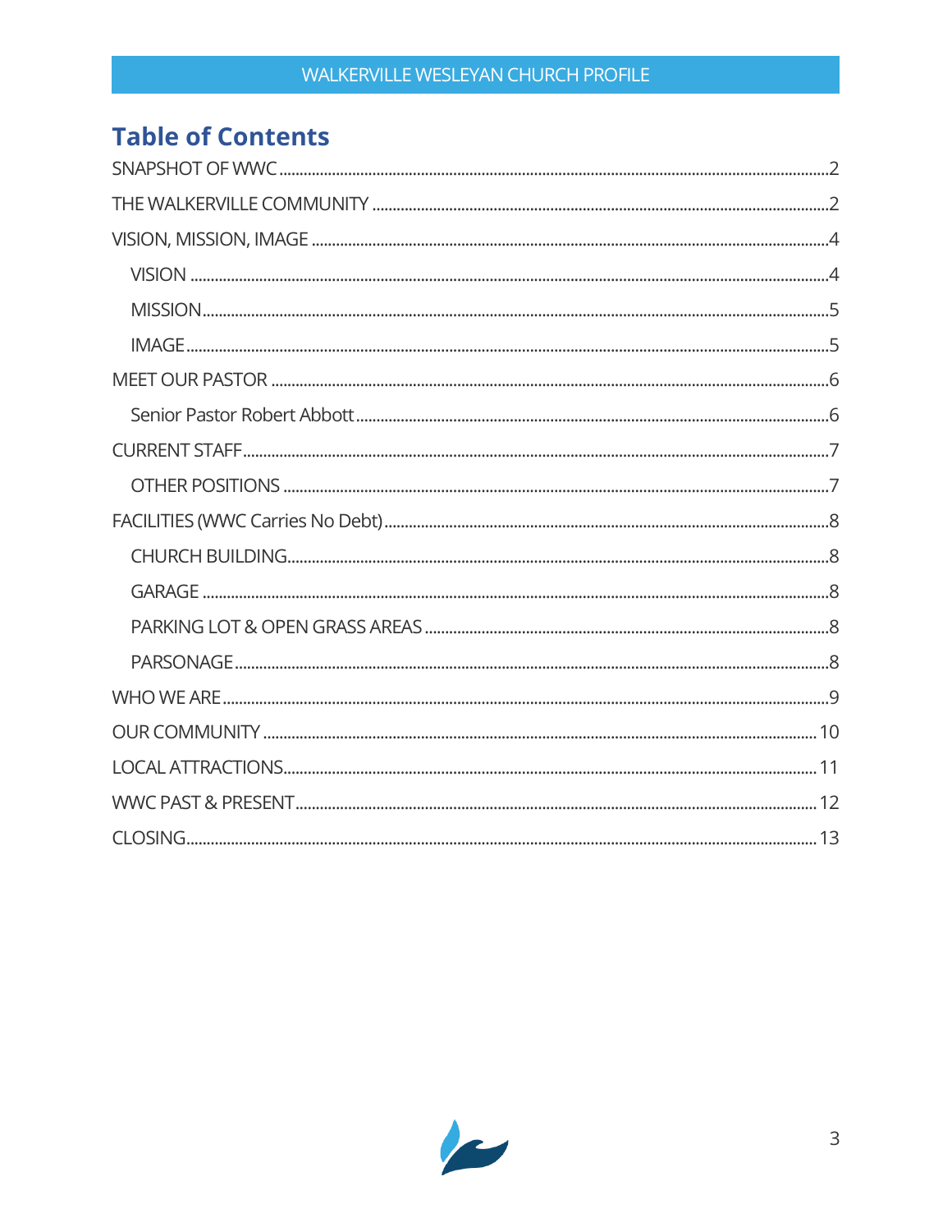## Table of Contents

- SNAPSHOT OF WWC ........ 2
- THE WALKERVILLE COMMUNITY ........ 2
- VISION, MISSION, IMAGE ........ 4
  - VISION ........ 4
  - MISSION ........ 5
  - IMAGE ........ 5
- MEET OUR PASTOR ........ 6
  - Senior Pastor Robert Abbott ........ 6
- CURRENT STAFF ........ 7
  - OTHER POSITIONS ........ 7
- FACILITIES (WWC Carries No Debt) ........ 8
  - CHURCH BUILDING ........ 8
  - GARAGE ........ 8
  - PARKING LOT & OPEN GRASS AREAS ........ 8
  - PARSONAGE ........ 8
- WHO WE ARE ........ 9
- OUR COMMUNITY ........ 10
- LOCAL ATTRACTIONS ........ 11
- WWC PAST & PRESENT ........ 12
- CLOSING ........ 13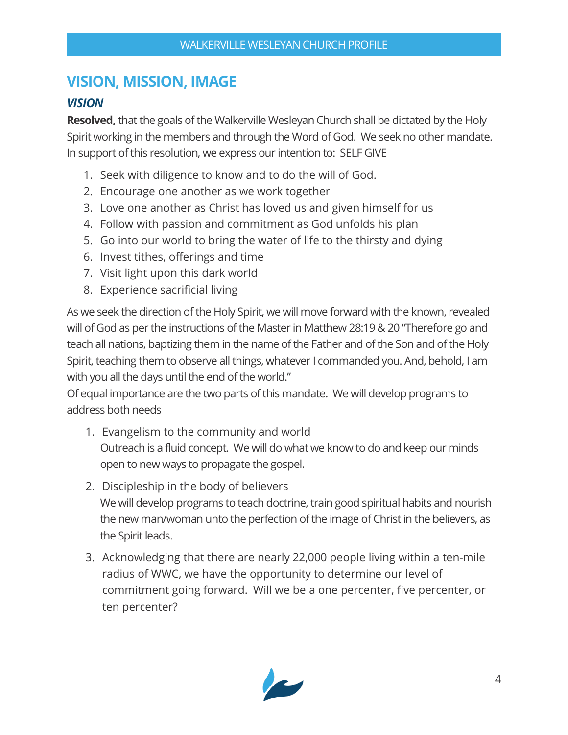## VISION, MISSION, IMAGE

### *VISION*

**Resolved,** that the goals of the Walkerville Wesleyan Church shall be dictated by the Holy Spirit working in the members and through the Word of God. We seek no other mandate. In support of this resolution, we express our intention to: SELF GIVE

1. Seek with diligence to know and to do the will of God.
2. Encourage one another as we work together
3. Love one another as Christ has loved us and given himself for us
4. Follow with passion and commitment as God unfolds his plan
5. Go into our world to bring the water of life to the thirsty and dying
6. Invest tithes, offerings and time
7. Visit light upon this dark world
8. Experience sacrificial living

As we seek the direction of the Holy Spirit, we will move forward with the known, revealed will of God as per the instructions of the Master in Matthew 28:19 & 20 "Therefore go and teach all nations, baptizing them in the name of the Father and of the Son and of the Holy Spirit, teaching them to observe all things, whatever I commanded you. And, behold, I am with you all the days until the end of the world."

Of equal importance are the two parts of this mandate. We will develop programs to address both needs

1. Evangelism to the community and world

   Outreach is a fluid concept. We will do what we know to do and keep our minds open to new ways to propagate the gospel.

2. Discipleship in the body of believers

   We will develop programs to teach doctrine, train good spiritual habits and nourish the new man/woman unto the perfection of the image of Christ in the believers, as the Spirit leads.

3. Acknowledging that there are nearly 22,000 people living within a ten-mile radius of WWC, we have the opportunity to determine our level of commitment going forward. Will we be a one percenter, five percenter, or ten percenter?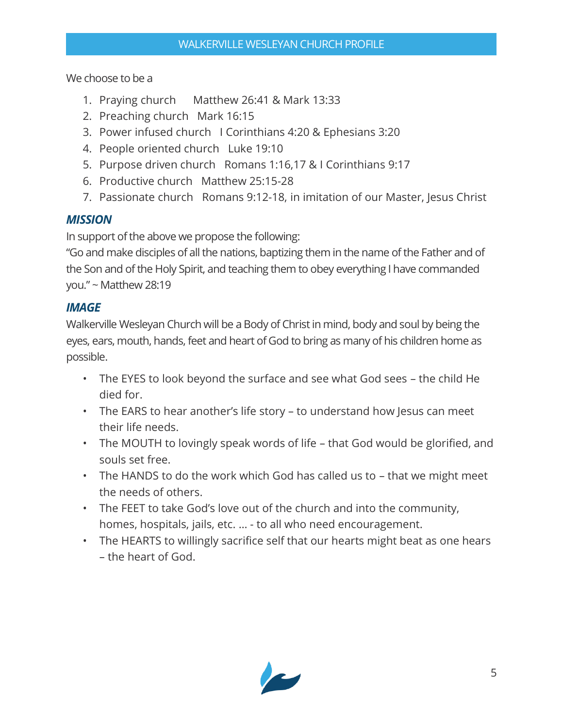We choose to be a

1. Praying church   Matthew 26:41 & Mark 13:33
2. Preaching church   Mark 16:15
3. Power infused church   I Corinthians 4:20 & Ephesians 3:20
4. People oriented church   Luke 19:10
5. Purpose driven church   Romans 1:16,17 & I Corinthians 9:17
6. Productive church   Matthew 25:15-28
7. Passionate church   Romans 9:12-18, in imitation of our Master, Jesus Christ

## *MISSION*

In support of the above we propose the following:
"Go and make disciples of all the nations, baptizing them in the name of the Father and of the Son and of the Holy Spirit, and teaching them to obey everything I have commanded you." ~ Matthew 28:19

## *IMAGE*

Walkerville Wesleyan Church will be a Body of Christ in mind, body and soul by being the eyes, ears, mouth, hands, feet and heart of God to bring as many of his children home as possible.

- The EYES to look beyond the surface and see what God sees – the child He died for.
- The EARS to hear another's life story – to understand how Jesus can meet their life needs.
- The MOUTH to lovingly speak words of life – that God would be glorified, and souls set free.
- The HANDS to do the work which God has called us to – that we might meet the needs of others.
- The FEET to take God's love out of the church and into the community, homes, hospitals, jails, etc. ... - to all who need encouragement.
- The HEARTS to willingly sacrifice self that our hearts might beat as one hears – the heart of God.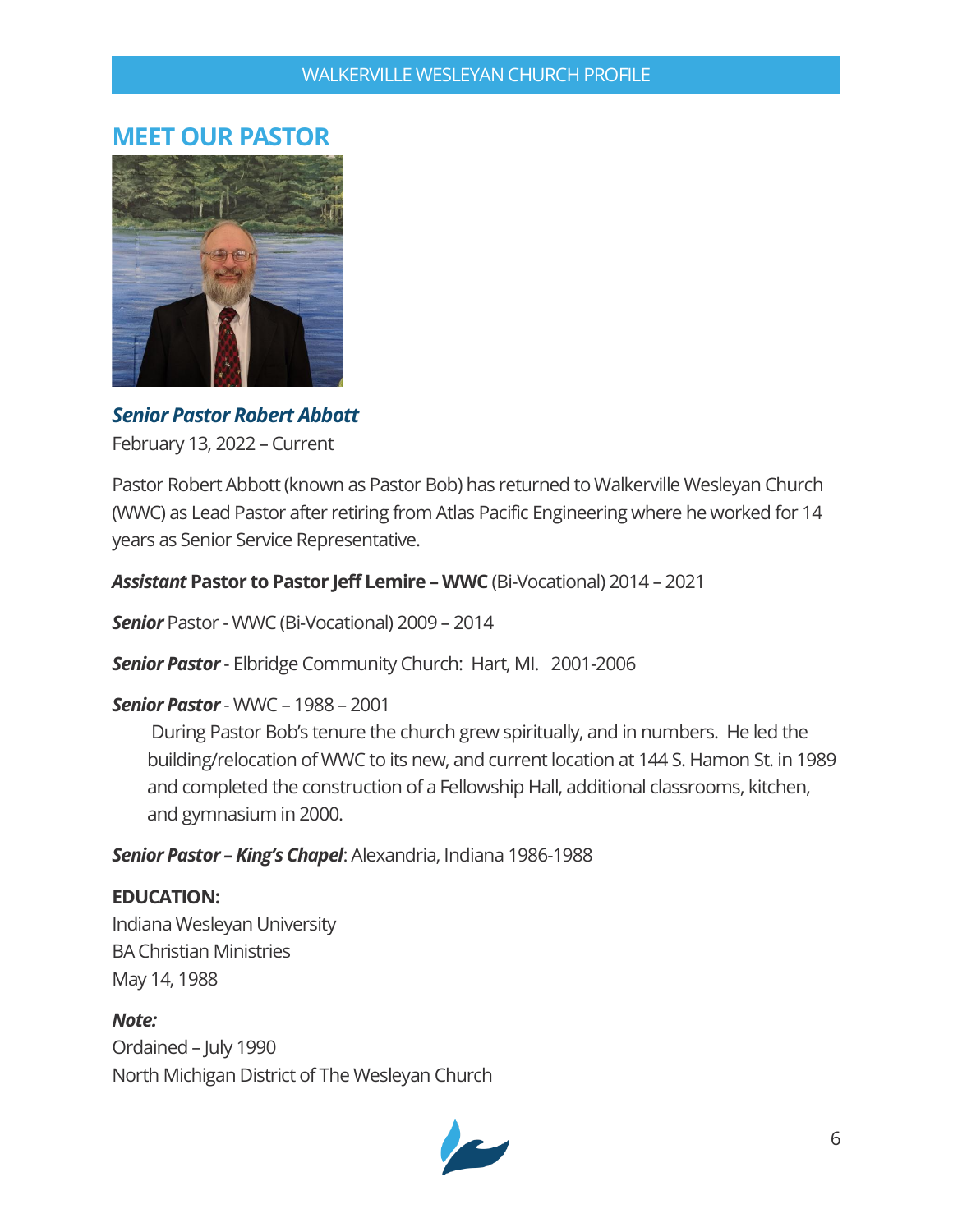## MEET OUR PASTOR

***Senior Pastor Robert Abbott***
February 13, 2022 – Current

Pastor Robert Abbott (known as Pastor Bob) has returned to Walkerville Wesleyan Church (WWC) as Lead Pastor after retiring from Atlas Pacific Engineering where he worked for 14 years as Senior Service Representative.

***Assistant*** **Pastor to Pastor Jeff Lemire – WWC** (Bi-Vocational) 2014 – 2021

***Senior*** Pastor - WWC (Bi-Vocational) 2009 – 2014

***Senior Pastor*** - Elbridge Community Church: Hart, MI. 2001-2006

***Senior Pastor*** - WWC – 1988 – 2001

> During Pastor Bob's tenure the church grew spiritually, and in numbers. He led the building/relocation of WWC to its new, and current location at 144 S. Hamon St. in 1989 and completed the construction of a Fellowship Hall, additional classrooms, kitchen, and gymnasium in 2000.

***Senior Pastor – King's Chapel***: Alexandria, Indiana 1986-1988

**EDUCATION:**
Indiana Wesleyan University
BA Christian Ministries
May 14, 1988

***Note:***
Ordained – July 1990
North Michigan District of The Wesleyan Church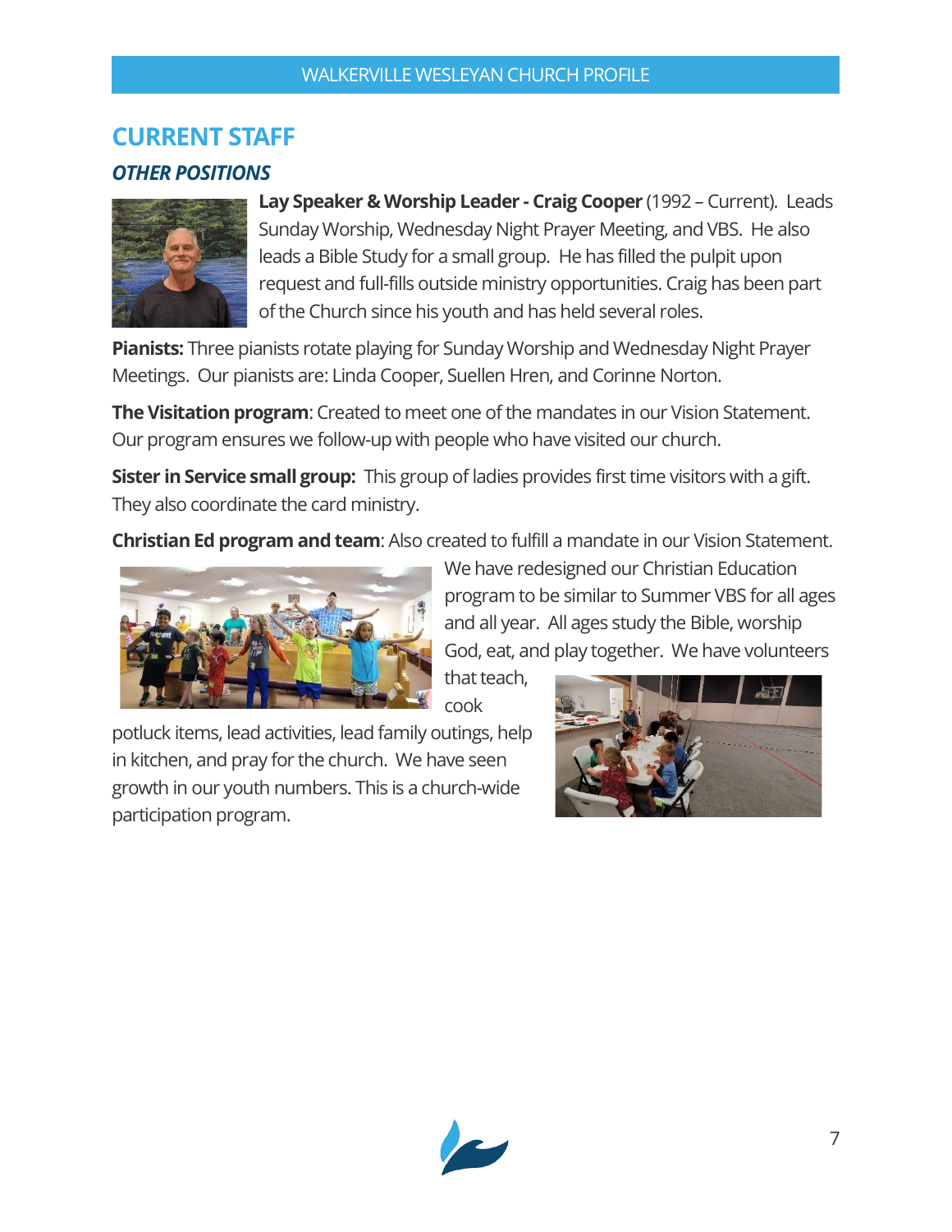## CURRENT STAFF

### *OTHER POSITIONS*

**Lay Speaker & Worship Leader - Craig Cooper** (1992 – Current). Leads Sunday Worship, Wednesday Night Prayer Meeting, and VBS. He also leads a Bible Study for a small group. He has filled the pulpit upon request and full-fills outside ministry opportunities. Craig has been part of the Church since his youth and has held several roles.

**Pianists:** Three pianists rotate playing for Sunday Worship and Wednesday Night Prayer Meetings. Our pianists are: Linda Cooper, Suellen Hren, and Corinne Norton.

**The Visitation program**: Created to meet one of the mandates in our Vision Statement. Our program ensures we follow-up with people who have visited our church.

**Sister in Service small group:** This group of ladies provides first time visitors with a gift. They also coordinate the card ministry.

**Christian Ed program and team**: Also created to fulfill a mandate in our Vision Statement. We have redesigned our Christian Education program to be similar to Summer VBS for all ages and all year. All ages study the Bible, worship God, eat, and play together. We have volunteers that teach, cook potluck items, lead activities, lead family outings, help in kitchen, and pray for the church. We have seen growth in our youth numbers. This is a church-wide participation program.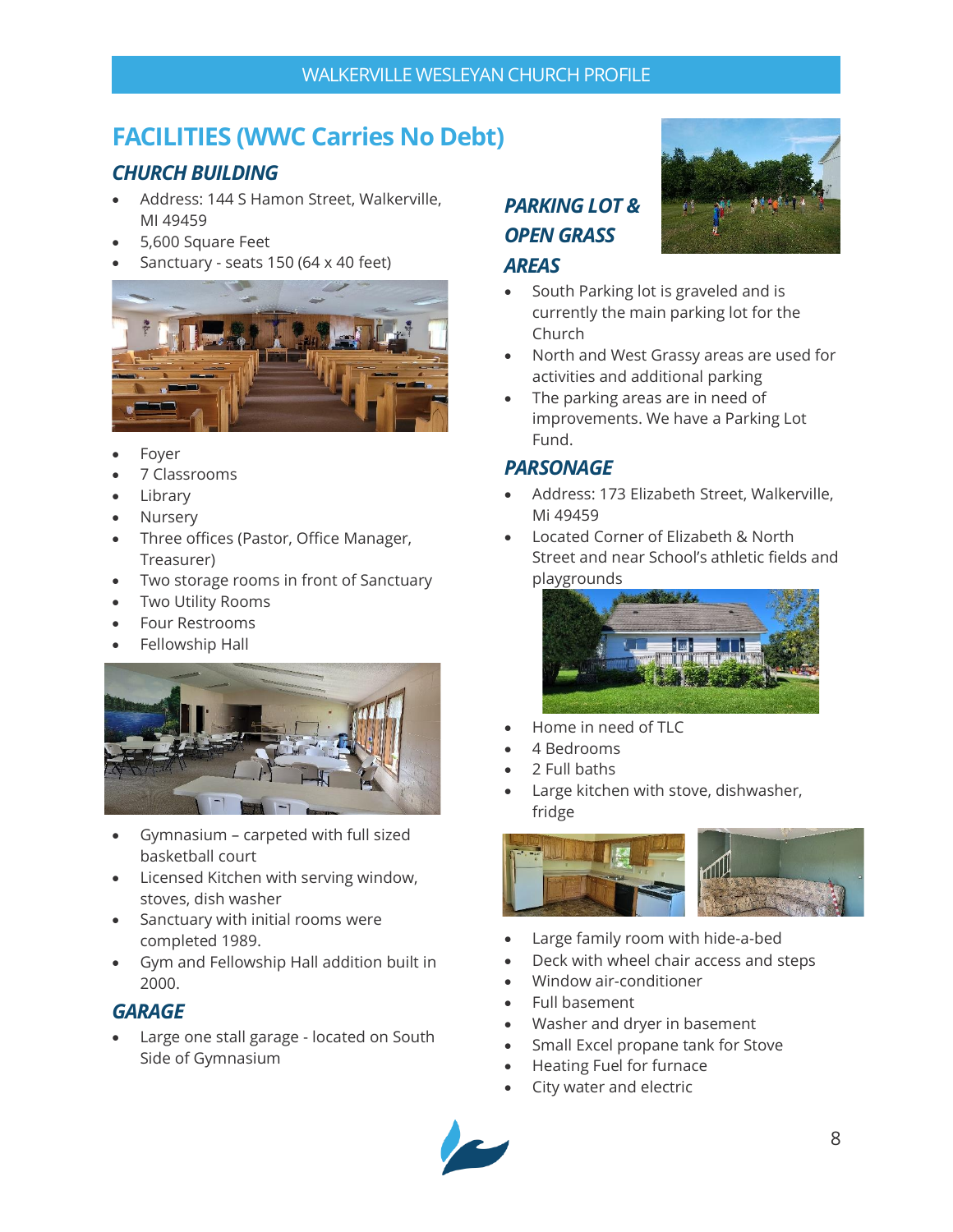# FACILITIES (WWC Carries No Debt)

## CHURCH BUILDING

- Address: 144 S Hamon Street, Walkerville, MI 49459
- 5,600 Square Feet
- Sanctuary - seats 150 (64 x 40 feet)
- Foyer
- 7 Classrooms
- Library
- Nursery
- Three offices (Pastor, Office Manager, Treasurer)
- Two storage rooms in front of Sanctuary
- Two Utility Rooms
- Four Restrooms
- Fellowship Hall
- Gymnasium – carpeted with full sized basketball court
- Licensed Kitchen with serving window, stoves, dish washer
- Sanctuary with initial rooms were completed 1989.
- Gym and Fellowship Hall addition built in 2000.

## GARAGE

- Large one stall garage - located on South Side of Gymnasium

## PARKING LOT & OPEN GRASS AREAS

- South Parking lot is graveled and is currently the main parking lot for the Church
- North and West Grassy areas are used for activities and additional parking
- The parking areas are in need of improvements. We have a Parking Lot Fund.

## PARSONAGE

- Address: 173 Elizabeth Street, Walkerville, Mi 49459
- Located Corner of Elizabeth & North Street and near School's athletic fields and playgrounds
- Home in need of TLC
- 4 Bedrooms
- 2 Full baths
- Large kitchen with stove, dishwasher, fridge
- Large family room with hide-a-bed
- Deck with wheel chair access and steps
- Window air-conditioner
- Full basement
- Washer and dryer in basement
- Small Excel propane tank for Stove
- Heating Fuel for furnace
- City water and electric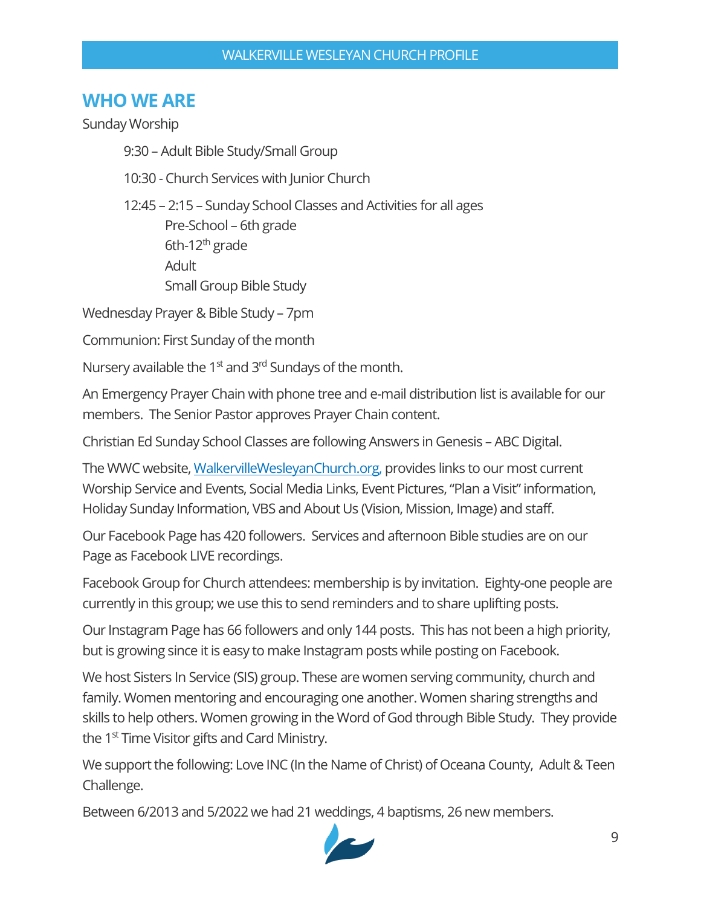## WHO WE ARE

Sunday Worship

- 9:30 – Adult Bible Study/Small Group
- 10:30 - Church Services with Junior Church
- 12:45 – 2:15 – Sunday School Classes and Activities for all ages
  - Pre-School – 6th grade
  - 6th-12th grade
  - Adult
  - Small Group Bible Study

Wednesday Prayer & Bible Study – 7pm

Communion: First Sunday of the month

Nursery available the 1st and 3rd Sundays of the month.

An Emergency Prayer Chain with phone tree and e-mail distribution list is available for our members. The Senior Pastor approves Prayer Chain content.

Christian Ed Sunday School Classes are following Answers in Genesis – ABC Digital.

The WWC website, [WalkervilleWesleyanChurch.org](WalkervilleWesleyanChurch.org), provides links to our most current Worship Service and Events, Social Media Links, Event Pictures, "Plan a Visit" information, Holiday Sunday Information, VBS and About Us (Vision, Mission, Image) and staff.

Our Facebook Page has 420 followers. Services and afternoon Bible studies are on our Page as Facebook LIVE recordings.

Facebook Group for Church attendees: membership is by invitation. Eighty-one people are currently in this group; we use this to send reminders and to share uplifting posts.

Our Instagram Page has 66 followers and only 144 posts. This has not been a high priority, but is growing since it is easy to make Instagram posts while posting on Facebook.

We host Sisters In Service (SIS) group. These are women serving community, church and family. Women mentoring and encouraging one another. Women sharing strengths and skills to help others. Women growing in the Word of God through Bible Study. They provide the 1st Time Visitor gifts and Card Ministry.

We support the following: Love INC (In the Name of Christ) of Oceana County, Adult & Teen Challenge.

Between 6/2013 and 5/2022 we had 21 weddings, 4 baptisms, 26 new members.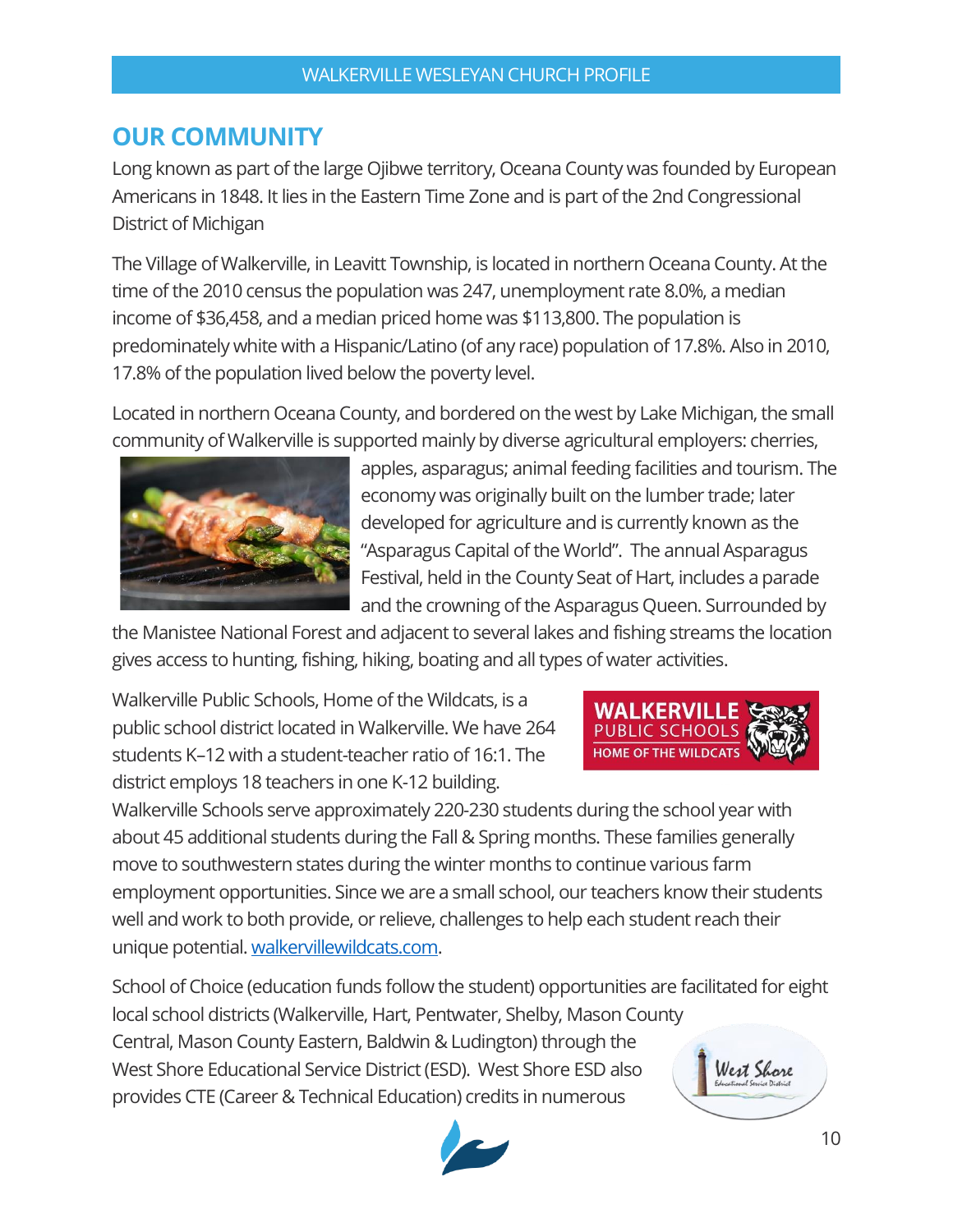## OUR COMMUNITY

Long known as part of the large Ojibwe territory, Oceana County was founded by European Americans in 1848. It lies in the Eastern Time Zone and is part of the 2nd Congressional District of Michigan

The Village of Walkerville, in Leavitt Township, is located in northern Oceana County. At the time of the 2010 census the population was 247, unemployment rate 8.0%, a median income of $36,458, and a median priced home was $113,800. The population is predominately white with a Hispanic/Latino (of any race) population of 17.8%. Also in 2010, 17.8% of the population lived below the poverty level.

Located in northern Oceana County, and bordered on the west by Lake Michigan, the small community of Walkerville is supported mainly by diverse agricultural employers: cherries, apples, asparagus; animal feeding facilities and tourism. The economy was originally built on the lumber trade; later developed for agriculture and is currently known as the "Asparagus Capital of the World". The annual Asparagus Festival, held in the County Seat of Hart, includes a parade and the crowning of the Asparagus Queen. Surrounded by the Manistee National Forest and adjacent to several lakes and fishing streams the location gives access to hunting, fishing, hiking, boating and all types of water activities.

Walkerville Public Schools, Home of the Wildcats, is a public school district located in Walkerville. We have 264 students K–12 with a student-teacher ratio of 16:1. The district employs 18 teachers in one K-12 building. Walkerville Schools serve approximately 220-230 students during the school year with about 45 additional students during the Fall & Spring months. These families generally move to southwestern states during the winter months to continue various farm employment opportunities. Since we are a small school, our teachers know their students well and work to both provide, or relieve, challenges to help each student reach their unique potential. [walkervillewildcats.com](walkervillewildcats.com).

School of Choice (education funds follow the student) opportunities are facilitated for eight local school districts (Walkerville, Hart, Pentwater, Shelby, Mason County Central, Mason County Eastern, Baldwin & Ludington) through the West Shore Educational Service District (ESD). West Shore ESD also provides CTE (Career & Technical Education) credits in numerous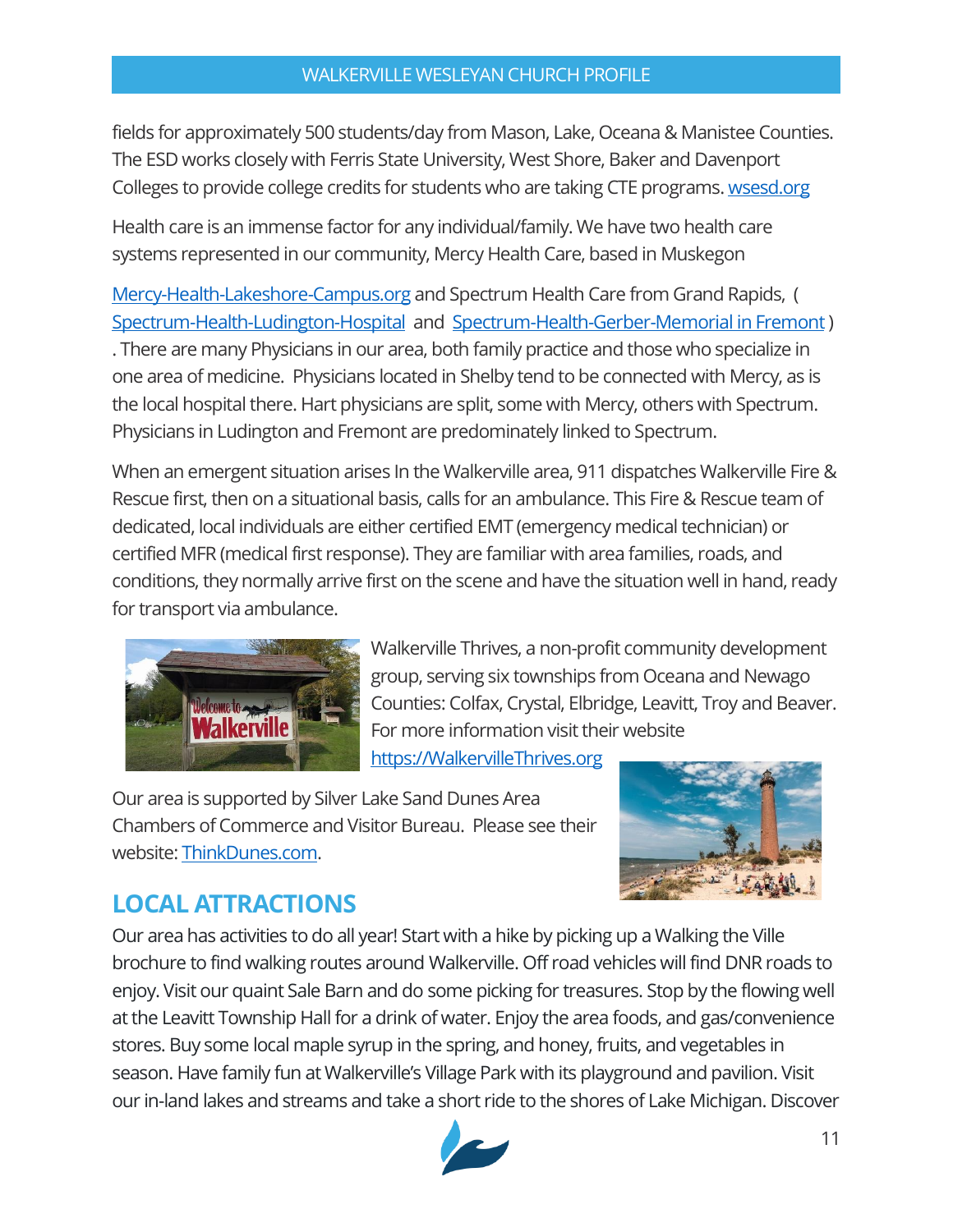fields for approximately 500 students/day from Mason, Lake, Oceana & Manistee Counties. The ESD works closely with Ferris State University, West Shore, Baker and Davenport Colleges to provide college credits for students who are taking CTE programs. [wsesd.org](wsesd.org)

Health care is an immense factor for any individual/family. We have two health care systems represented in our community, Mercy Health Care, based in Muskegon

Mercy-Health-Lakeshore-Campus.org and Spectrum Health Care from Grand Rapids, ( Spectrum-Health-Ludington-Hospital and Spectrum-Health-Gerber-Memorial in Fremont ) . There are many Physicians in our area, both family practice and those who specialize in one area of medicine. Physicians located in Shelby tend to be connected with Mercy, as is the local hospital there. Hart physicians are split, some with Mercy, others with Spectrum. Physicians in Ludington and Fremont are predominately linked to Spectrum.

When an emergent situation arises In the Walkerville area, 911 dispatches Walkerville Fire & Rescue first, then on a situational basis, calls for an ambulance. This Fire & Rescue team of dedicated, local individuals are either certified EMT (emergency medical technician) or certified MFR (medical first response). They are familiar with area families, roads, and conditions, they normally arrive first on the scene and have the situation well in hand, ready for transport via ambulance.

Walkerville Thrives, a non-profit community development group, serving six townships from Oceana and Newago Counties: Colfax, Crystal, Elbridge, Leavitt, Troy and Beaver. For more information visit their website https://WalkervilleThrives.org

Our area is supported by Silver Lake Sand Dunes Area Chambers of Commerce and Visitor Bureau. Please see their website: ThinkDunes.com.

## LOCAL ATTRACTIONS

Our area has activities to do all year! Start with a hike by picking up a Walking the Ville brochure to find walking routes around Walkerville. Off road vehicles will find DNR roads to enjoy. Visit our quaint Sale Barn and do some picking for treasures. Stop by the flowing well at the Leavitt Township Hall for a drink of water. Enjoy the area foods, and gas/convenience stores. Buy some local maple syrup in the spring, and honey, fruits, and vegetables in season. Have family fun at Walkerville's Village Park with its playground and pavilion. Visit our in-land lakes and streams and take a short ride to the shores of Lake Michigan. Discover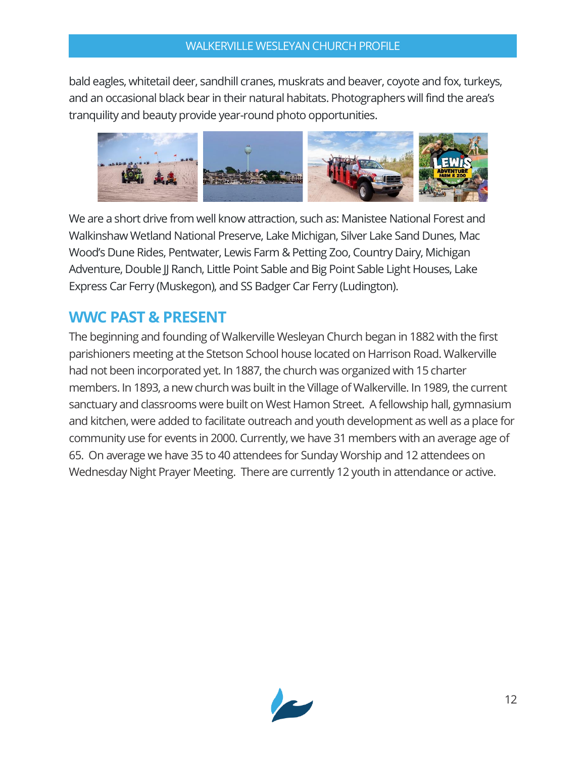bald eagles, whitetail deer, sandhill cranes, muskrats and beaver, coyote and fox, turkeys, and an occasional black bear in their natural habitats. Photographers will find the area's tranquility and beauty provide year-round photo opportunities.

We are a short drive from well know attraction, such as: Manistee National Forest and Walkinshaw Wetland National Preserve, Lake Michigan, Silver Lake Sand Dunes, Mac Wood's Dune Rides, Pentwater, Lewis Farm & Petting Zoo, Country Dairy, Michigan Adventure, Double JJ Ranch, Little Point Sable and Big Point Sable Light Houses, Lake Express Car Ferry (Muskegon), and SS Badger Car Ferry (Ludington).

## WWC PAST & PRESENT

The beginning and founding of Walkerville Wesleyan Church began in 1882 with the first parishioners meeting at the Stetson School house located on Harrison Road. Walkerville had not been incorporated yet. In 1887, the church was organized with 15 charter members. In 1893, a new church was built in the Village of Walkerville. In 1989, the current sanctuary and classrooms were built on West Hamon Street. A fellowship hall, gymnasium and kitchen, were added to facilitate outreach and youth development as well as a place for community use for events in 2000. Currently, we have 31 members with an average age of 65. On average we have 35 to 40 attendees for Sunday Worship and 12 attendees on Wednesday Night Prayer Meeting. There are currently 12 youth in attendance or active.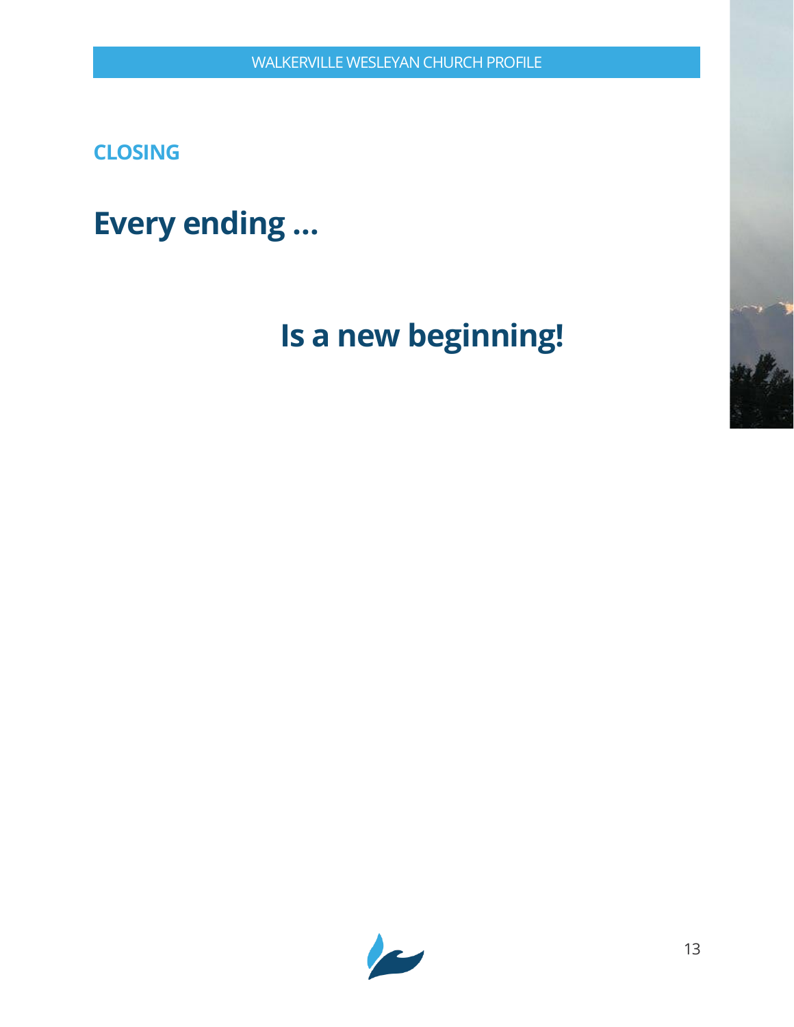**CLOSING**

# Every ending …

# Is a new beginning!